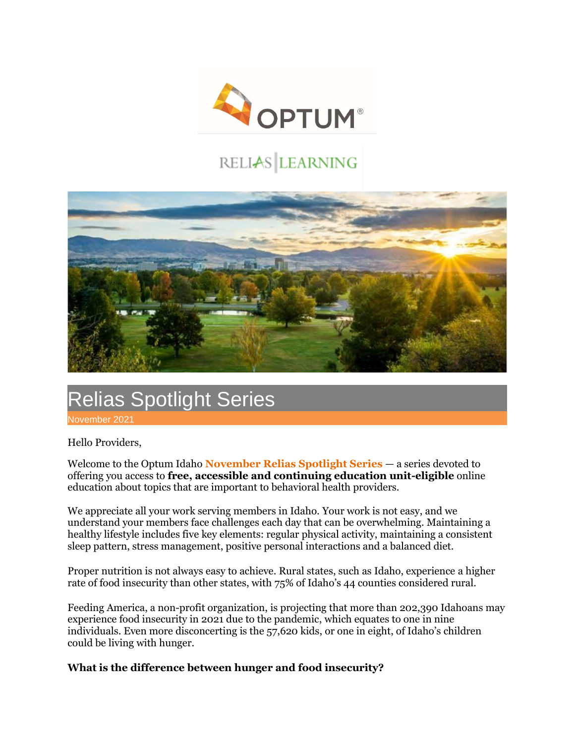# Relias Spotlight Series

November 2021

Hello Providers,

Welcome to the Optum Idaho **November Relias Spotlight Series** — a series devoted to offering you access to **free, accessible and continuing education unit-eligible** online education about topics that are important to behavioral health providers.

We appreciate all your work serving members in Idaho. Your work is not easy, and we understand your members face challenges each day that can be overwhelming. Maintaining a healthy lifestyle includes five key elements: regular physical activity, maintaining a consistent sleep pattern, stress management, positive personal interactions and a balanced diet.

Proper nutrition is not always easy to achieve. Rural states, such as Idaho, experience a higher rate of food insecurity than other states, with 75% of Idaho's 44 counties considered rural.

Feeding America, a non-profit organization, is projecting that more than 202,390 Idahoans may experience food insecurity in 2021 due to the pandemic, which equates to one in nine individuals. Even more disconcerting is the 57,620 kids, or one in eight, of Idaho's children could be living with hunger.

**What is the difference between hunger and food insecurity?**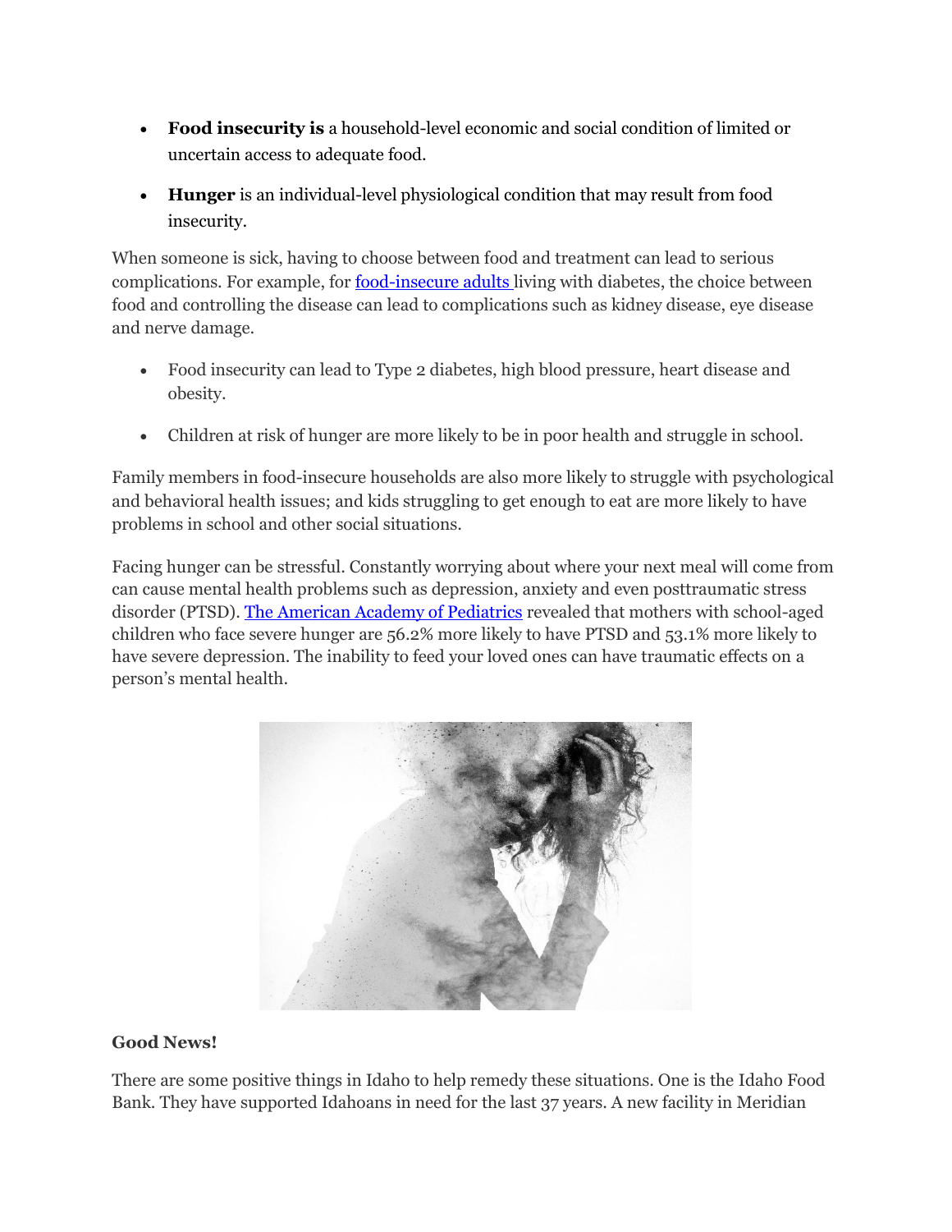- **Food insecurity is** a household-level economic and social condition of limited or uncertain access to adequate food.
- **Hunger** is an individual-level physiological condition that may result from food insecurity.

When someone is sick, having to choose between food and treatment can lead to serious complications. For example, for food-insecure adults living with diabetes, the choice between food and controlling the disease can lead to complications such as kidney disease, eye disease and nerve damage.

- Food insecurity can lead to Type 2 diabetes, high blood pressure, heart disease and obesity.
- Children at risk of hunger are more likely to be in poor health and struggle in school.

Family members in food-insecure households are also more likely to struggle with psychological and behavioral health issues; and kids struggling to get enough to eat are more likely to have problems in school and other social situations.

Facing hunger can be stressful. Constantly worrying about where your next meal will come from can cause mental health problems such as depression, anxiety and even posttraumatic stress disorder (PTSD). The American Academy of Pediatrics revealed that mothers with school-aged children who face severe hunger are 56.2% more likely to have PTSD and 53.1% more likely to have severe depression. The inability to feed your loved ones can have traumatic effects on a person's mental health.

**Good News!**

There are some positive things in Idaho to help remedy these situations. One is the Idaho Food Bank. They have supported Idahoans in need for the last 37 years. A new facility in Meridian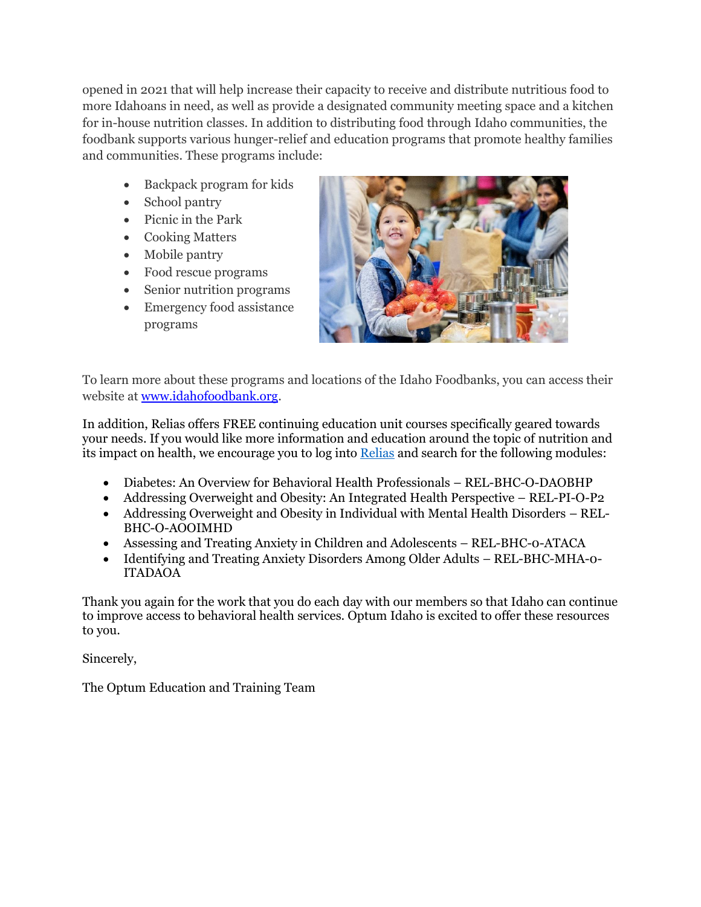opened in 2021 that will help increase their capacity to receive and distribute nutritious food to more Idahoans in need, as well as provide a designated community meeting space and a kitchen for in-house nutrition classes. In addition to distributing food through Idaho communities, the foodbank supports various hunger-relief and education programs that promote healthy families and communities. These programs include:

- Backpack program for kids
- School pantry
- Picnic in the Park
- Cooking Matters
- Mobile pantry
- Food rescue programs
- Senior nutrition programs
- Emergency food assistance programs

To learn more about these programs and locations of the Idaho Foodbanks, you can access their website at [www.idahofoodbank.org](http://www.idahofoodbank.org).

In addition, Relias offers FREE continuing education unit courses specifically geared towards your needs. If you would like more information and education around the topic of nutrition and its impact on health, we encourage you to log into [Relias](#) and search for the following modules:

- Diabetes: An Overview for Behavioral Health Professionals – REL-BHC-O-DAOBHP
- Addressing Overweight and Obesity: An Integrated Health Perspective – REL-PI-O-P2
- Addressing Overweight and Obesity in Individual with Mental Health Disorders – REL-BHC-O-AOOIMHD
- Assessing and Treating Anxiety in Children and Adolescents – REL-BHC-0-ATACA
- Identifying and Treating Anxiety Disorders Among Older Adults – REL-BHC-MHA-0-ITADAOA

Thank you again for the work that you do each day with our members so that Idaho can continue to improve access to behavioral health services. Optum Idaho is excited to offer these resources to you.

Sincerely,

The Optum Education and Training Team